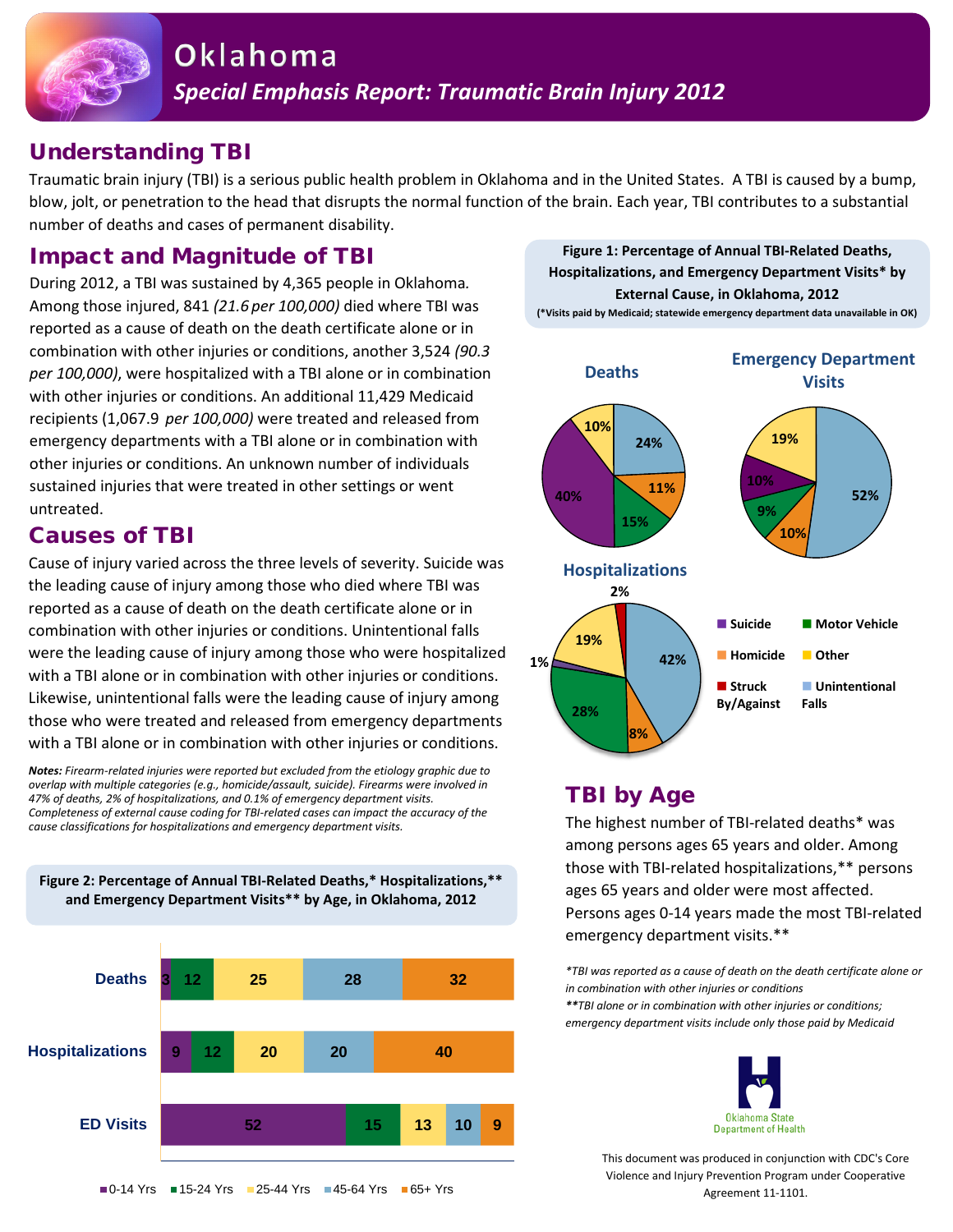# Oklahoma

## *Special Emphasis Report: Traumatic Brain Injury 2012*

## Understanding TBI

Traumatic brain injury (TBI) is a serious public health problem in Oklahoma and in the United States. A TBI is caused by a bump, blow, jolt, or penetration to the head that disrupts the normal function of the brain. Each year, TBI contributes to a substantial number of deaths and cases of permanent disability.

## Impact and Magnitude of TBI

During 2012, a TBI was sustained by 4,365 people in Oklahoma. Among those injured, 841 *(21.6 per 100,000)* died where TBI was reported as a cause of death on the death certificate alone or in combination with other injuries or conditions, another 3,524 *(90.3 per 100,000)*, were hospitalized with a TBI alone or in combination with other injuries or conditions. An additional 11,429 Medicaid recipients (1,067.9 *per 100,000)* were treated and released from emergency departments with a TBI alone or in combination with other injuries or conditions. An unknown number of individuals sustained injuries that were treated in other settings or went untreated.

## Causes of TBI

Cause of injury varied across the three levels of severity. Suicide was the leading cause of injury among those who died where TBI was reported as a cause of death on the death certificate alone or in combination with other injuries or conditions. Unintentional falls were the leading cause of injury among those who were hospitalized with a TBI alone or in combination with other injuries or conditions. Likewise, unintentional falls were the leading cause of injury among those who were treated and released from emergency departments with a TBI alone or in combination with other injuries or conditions.

***Notes:*** *Firearm-related injuries were reported but excluded from the etiology graphic due to overlap with multiple categories (e.g., homicide/assault, suicide). Firearms were involved in 47% of deaths, 2% of hospitalizations, and 0.1% of emergency department visits. Completeness of external cause coding for TBI-related cases can impact the accuracy of the cause classifications for hospitalizations and emergency department visits.*

**Figure 1: Percentage of Annual TBI-Related Deaths, Hospitalizations, and Emergency Department Visits\* by External Cause, in Oklahoma, 2012**
**(\*Visits paid by Medicaid; statewide emergency department data unavailable in OK)**

| External Cause | Deaths | Hospitalizations | Emergency Department Visits |
|---|---|---|---|
| Suicide | 40% | 1% | 10% |
| Motor Vehicle | 15% | 28% | 9% |
| Homicide | 11% | 8% | 10% |
| Other | 10% | 19% | 19% |
| Struck By/Against | | 2% | |
| Unintentional Falls | 24% | 42% | 52% |

**Figure 2: Percentage of Annual TBI-Related Deaths,\* Hospitalizations,\*\* and Emergency Department Visits\*\* by Age, in Oklahoma, 2012**

| | 0-14 Yrs | 15-24 Yrs | 25-44 Yrs | 45-64 Yrs | 65+ Yrs |
|---|---|---|---|---|---|
| Deaths | 3 | 12 | 25 | 28 | 32 |
| Hospitalizations | 9 | 12 | 20 | 20 | 40 |
| ED Visits | 52 | 15 | 13 | 10 | 9 |

## TBI by Age

The highest number of TBI-related deaths\* was among persons ages 65 years and older. Among those with TBI-related hospitalizations,\*\* persons ages 65 years and older were most affected. Persons ages 0-14 years made the most TBI-related emergency department visits.\*\*

*\*TBI was reported as a cause of death on the death certificate alone or in combination with other injuries or conditions*
*\*\*TBI alone or in combination with other injuries or conditions; emergency department visits include only those paid by Medicaid*

Oklahoma State Department of Health

This document was produced in conjunction with CDC's Core Violence and Injury Prevention Program under Cooperative Agreement 11-1101.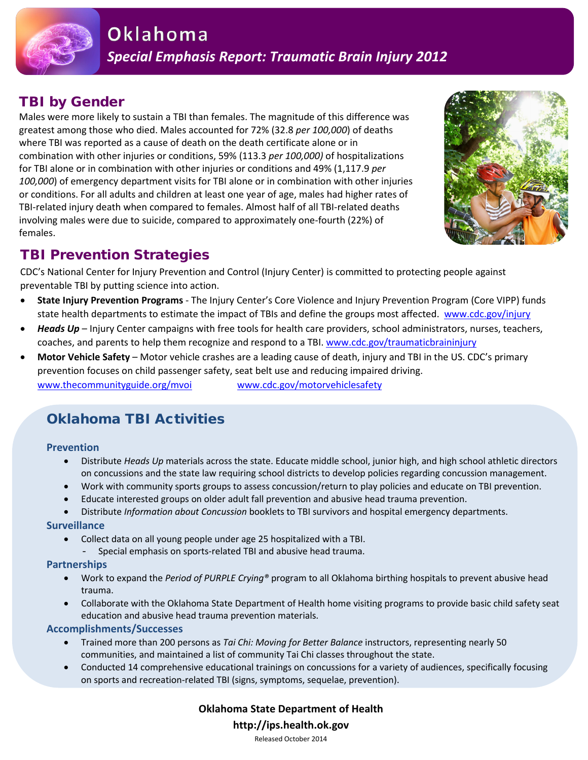# Oklahoma

## *Special Emphasis Report: Traumatic Brain Injury 2012*

## TBI by Gender

Males were more likely to sustain a TBI than females. The magnitude of this difference was greatest among those who died. Males accounted for 72% (32.8 *per 100,000*) of deaths where TBI was reported as a cause of death on the death certificate alone or in combination with other injuries or conditions, 59% (113.3 *per 100,000)* of hospitalizations for TBI alone or in combination with other injuries or conditions and 49% (1,117.9 *per 100,000*) of emergency department visits for TBI alone or in combination with other injuries or conditions. For all adults and children at least one year of age, males had higher rates of TBI-related injury death when compared to females. Almost half of all TBI-related deaths involving males were due to suicide, compared to approximately one-fourth (22%) of females.

## TBI Prevention Strategies

CDC's National Center for Injury Prevention and Control (Injury Center) is committed to protecting people against preventable TBI by putting science into action.

- **State Injury Prevention Programs** - The Injury Center's Core Violence and Injury Prevention Program (Core VIPP) funds state health departments to estimate the impact of TBIs and define the groups most affected. www.cdc.gov/injury
- ***Heads Up*** – Injury Center campaigns with free tools for health care providers, school administrators, nurses, teachers, coaches, and parents to help them recognize and respond to a TBI. www.cdc.gov/traumaticbraininjury
- **Motor Vehicle Safety** – Motor vehicle crashes are a leading cause of death, injury and TBI in the US. CDC's primary prevention focuses on child passenger safety, seat belt use and reducing impaired driving.
  www.thecommunityguide.org/mvoi www.cdc.gov/motorvehiclesafety

## Oklahoma TBI Activities

### Prevention

- Distribute *Heads Up* materials across the state. Educate middle school, junior high, and high school athletic directors on concussions and the state law requiring school districts to develop policies regarding concussion management.
- Work with community sports groups to assess concussion/return to play policies and educate on TBI prevention.
- Educate interested groups on older adult fall prevention and abusive head trauma prevention.
- Distribute *Information about Concussion* booklets to TBI survivors and hospital emergency departments.

### Surveillance

- Collect data on all young people under age 25 hospitalized with a TBI.
  - Special emphasis on sports-related TBI and abusive head trauma.

### Partnerships

- Work to expand the *Period of PURPLE Crying®* program to all Oklahoma birthing hospitals to prevent abusive head trauma.
- Collaborate with the Oklahoma State Department of Health home visiting programs to provide basic child safety seat education and abusive head trauma prevention materials.

### Accomplishments/Successes

- Trained more than 200 persons as *Tai Chi: Moving for Better Balance* instructors, representing nearly 50 communities, and maintained a list of community Tai Chi classes throughout the state.
- Conducted 14 comprehensive educational trainings on concussions for a variety of audiences, specifically focusing on sports and recreation-related TBI (signs, symptoms, sequelae, prevention).

**Oklahoma State Department of Health**

**http://ips.health.ok.gov**

Released October 2014